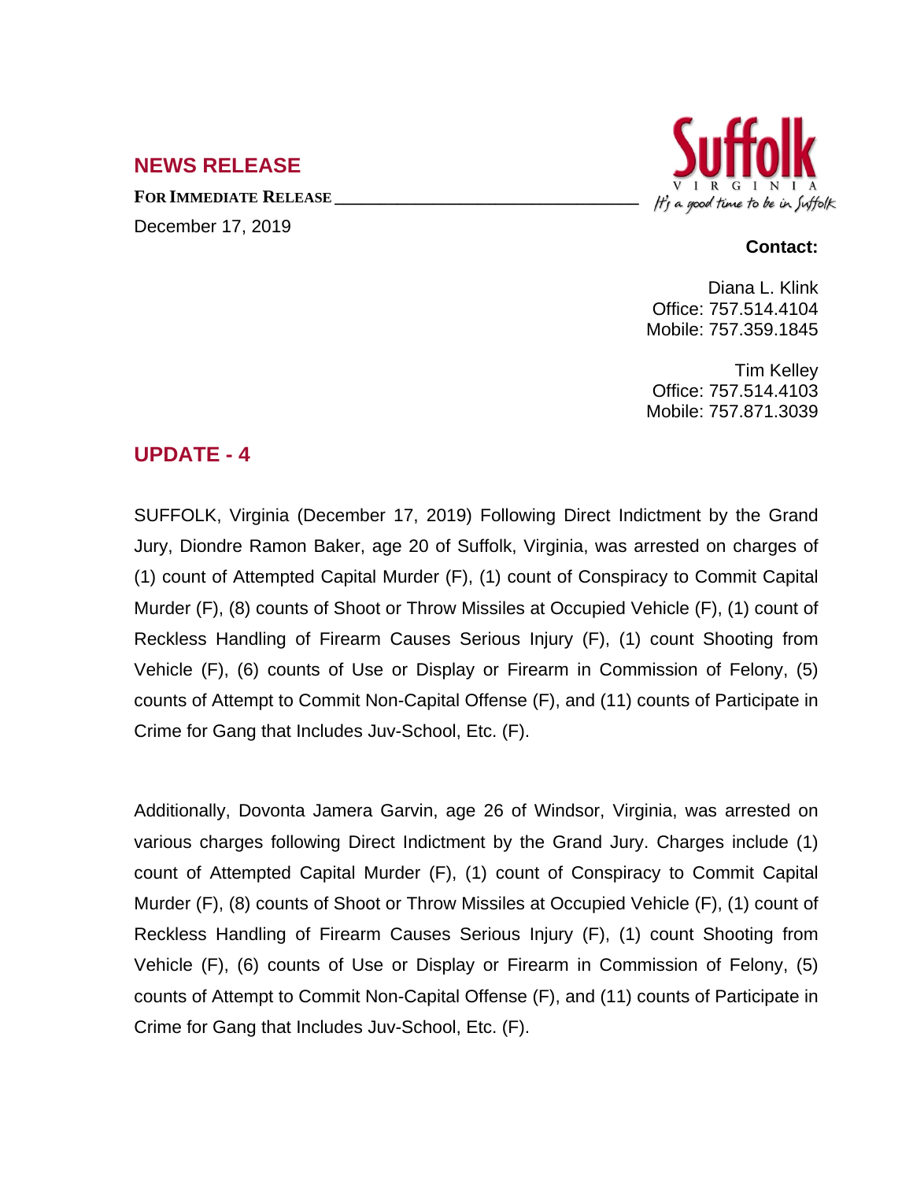## NEWS RELEASE

**FOR IMMEDIATE RELEASE** ___________________________________

December 17, 2019

Suffolk
VIRGINIA
It's a good time to be in Suffolk

**Contact:**

Diana L. Klink
Office: 757.514.4104
Mobile: 757.359.1845

Tim Kelley
Office: 757.514.4103
Mobile: 757.871.3039

## UPDATE - 4

SUFFOLK, Virginia (December 17, 2019) Following Direct Indictment by the Grand Jury, Diondre Ramon Baker, age 20 of Suffolk, Virginia, was arrested on charges of (1) count of Attempted Capital Murder (F), (1) count of Conspiracy to Commit Capital Murder (F), (8) counts of Shoot or Throw Missiles at Occupied Vehicle (F), (1) count of Reckless Handling of Firearm Causes Serious Injury (F), (1) count Shooting from Vehicle (F), (6) counts of Use or Display or Firearm in Commission of Felony, (5) counts of Attempt to Commit Non-Capital Offense (F), and (11) counts of Participate in Crime for Gang that Includes Juv-School, Etc. (F).

Additionally, Dovonta Jamera Garvin, age 26 of Windsor, Virginia, was arrested on various charges following Direct Indictment by the Grand Jury. Charges include (1) count of Attempted Capital Murder (F), (1) count of Conspiracy to Commit Capital Murder (F), (8) counts of Shoot or Throw Missiles at Occupied Vehicle (F), (1) count of Reckless Handling of Firearm Causes Serious Injury (F), (1) count Shooting from Vehicle (F), (6) counts of Use or Display or Firearm in Commission of Felony, (5) counts of Attempt to Commit Non-Capital Offense (F), and (11) counts of Participate in Crime for Gang that Includes Juv-School, Etc. (F).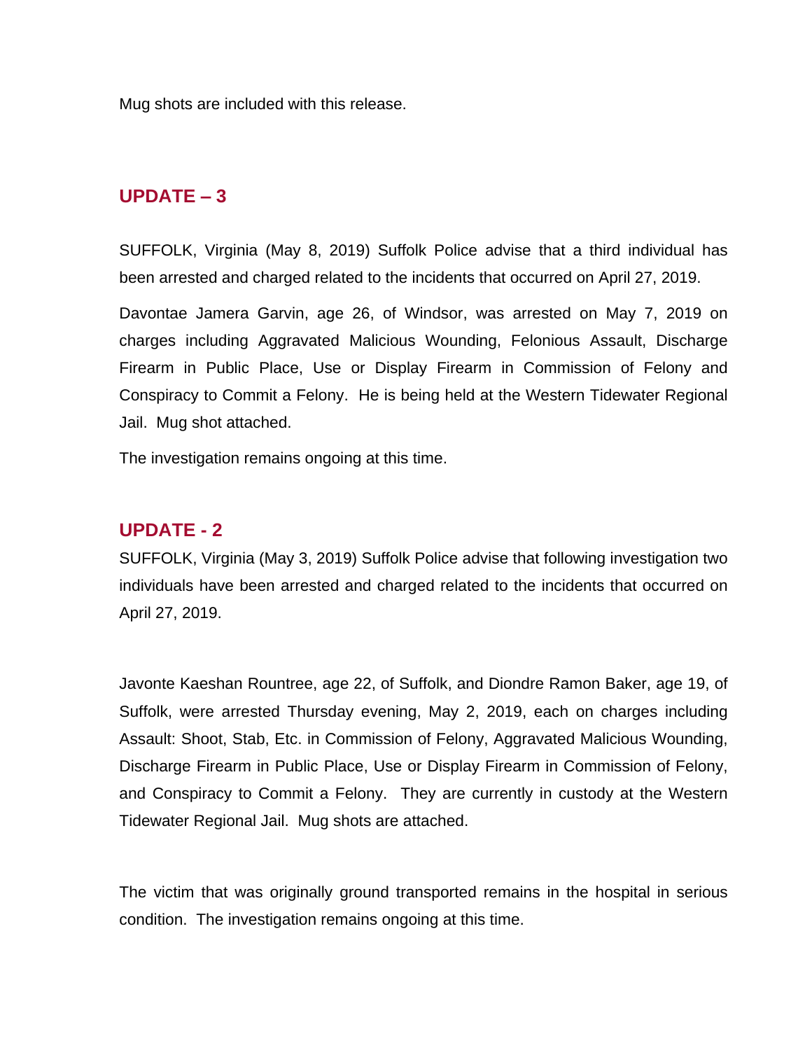Mug shots are included with this release.

## UPDATE – 3

SUFFOLK, Virginia (May 8, 2019) Suffolk Police advise that a third individual has been arrested and charged related to the incidents that occurred on April 27, 2019.

Davontae Jamera Garvin, age 26, of Windsor, was arrested on May 7, 2019 on charges including Aggravated Malicious Wounding, Felonious Assault, Discharge Firearm in Public Place, Use or Display Firearm in Commission of Felony and Conspiracy to Commit a Felony. He is being held at the Western Tidewater Regional Jail. Mug shot attached.

The investigation remains ongoing at this time.

## UPDATE - 2

SUFFOLK, Virginia (May 3, 2019) Suffolk Police advise that following investigation two individuals have been arrested and charged related to the incidents that occurred on April 27, 2019.

Javonte Kaeshan Rountree, age 22, of Suffolk, and Diondre Ramon Baker, age 19, of Suffolk, were arrested Thursday evening, May 2, 2019, each on charges including Assault: Shoot, Stab, Etc. in Commission of Felony, Aggravated Malicious Wounding, Discharge Firearm in Public Place, Use or Display Firearm in Commission of Felony, and Conspiracy to Commit a Felony. They are currently in custody at the Western Tidewater Regional Jail. Mug shots are attached.

The victim that was originally ground transported remains in the hospital in serious condition. The investigation remains ongoing at this time.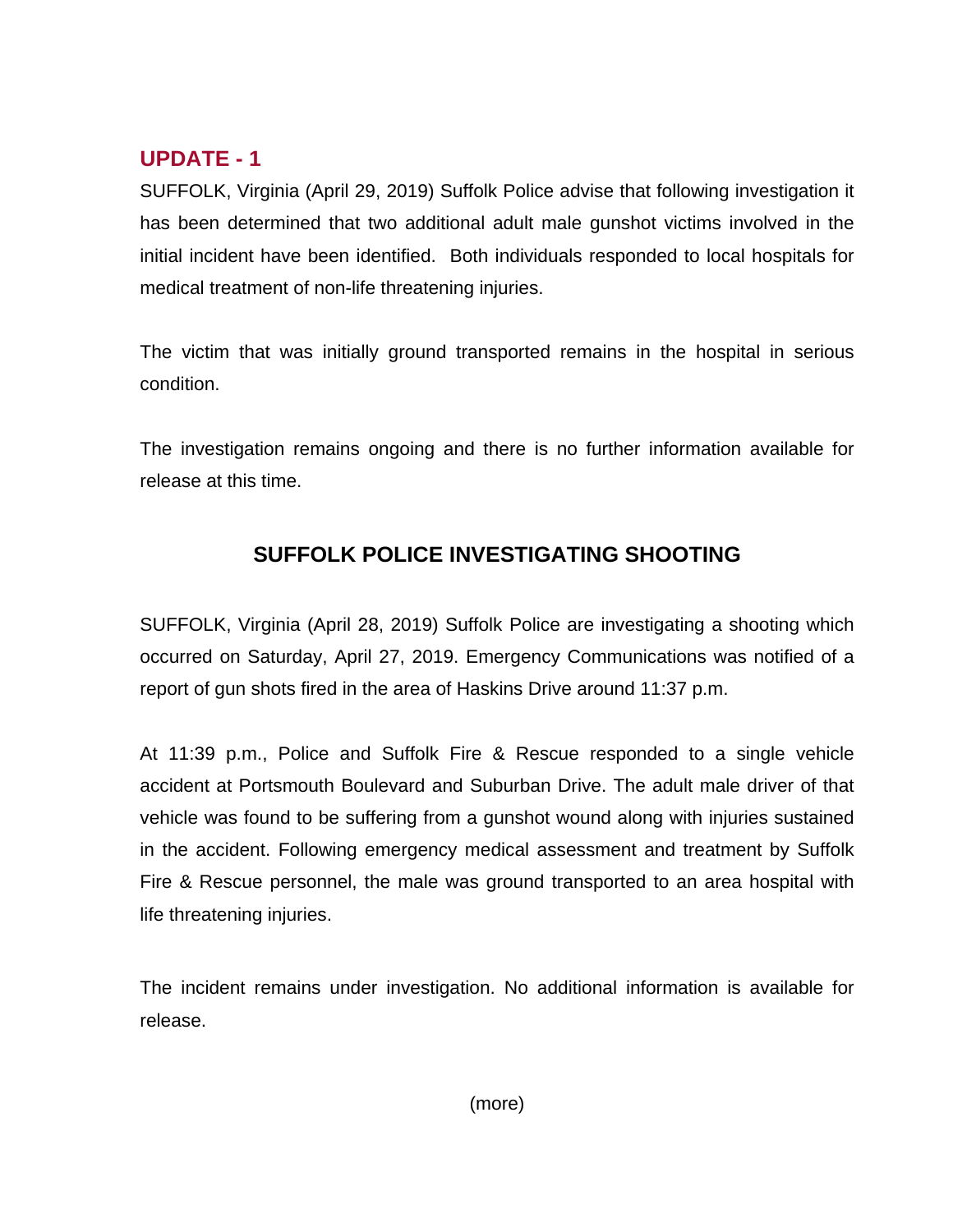## UPDATE - 1

SUFFOLK, Virginia (April 29, 2019) Suffolk Police advise that following investigation it has been determined that two additional adult male gunshot victims involved in the initial incident have been identified. Both individuals responded to local hospitals for medical treatment of non-life threatening injuries.

The victim that was initially ground transported remains in the hospital in serious condition.

The investigation remains ongoing and there is no further information available for release at this time.

## SUFFOLK POLICE INVESTIGATING SHOOTING

SUFFOLK, Virginia (April 28, 2019) Suffolk Police are investigating a shooting which occurred on Saturday, April 27, 2019. Emergency Communications was notified of a report of gun shots fired in the area of Haskins Drive around 11:37 p.m.

At 11:39 p.m., Police and Suffolk Fire & Rescue responded to a single vehicle accident at Portsmouth Boulevard and Suburban Drive. The adult male driver of that vehicle was found to be suffering from a gunshot wound along with injuries sustained in the accident. Following emergency medical assessment and treatment by Suffolk Fire & Rescue personnel, the male was ground transported to an area hospital with life threatening injuries.

The incident remains under investigation. No additional information is available for release.

(more)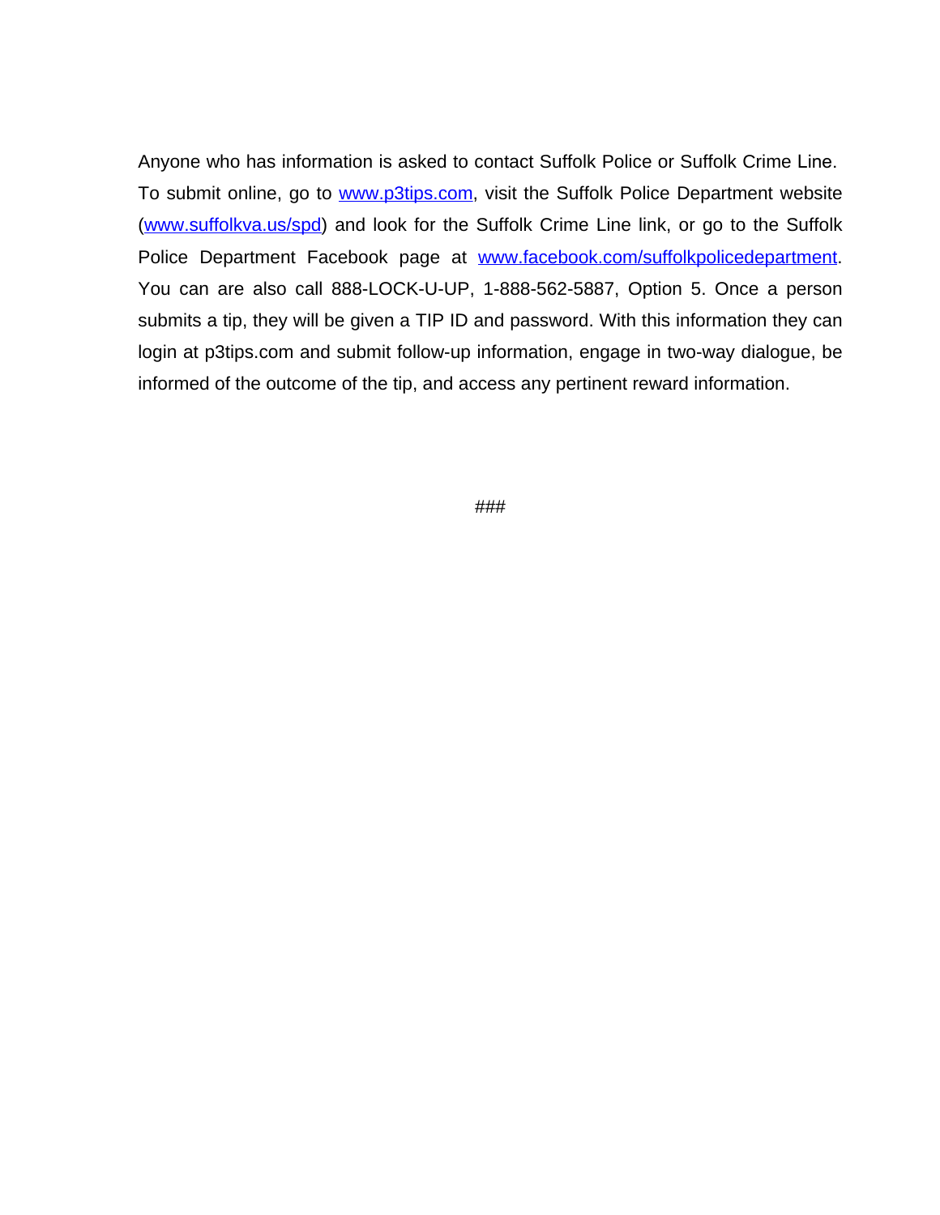Anyone who has information is asked to contact Suffolk Police or Suffolk Crime Line. To submit online, go to [www.p3tips.com](http://www.p3tips.com), visit the Suffolk Police Department website ([www.suffolkva.us/spd](http://www.suffolkva.us/spd)) and look for the Suffolk Crime Line link, or go to the Suffolk Police Department Facebook page at [www.facebook.com/suffolkpolicedepartment](http://www.facebook.com/suffolkpolicedepartment). You can are also call 888-LOCK-U-UP, 1-888-562-5887, Option 5. Once a person submits a tip, they will be given a TIP ID and password. With this information they can login at p3tips.com and submit follow-up information, engage in two-way dialogue, be informed of the outcome of the tip, and access any pertinent reward information.

###